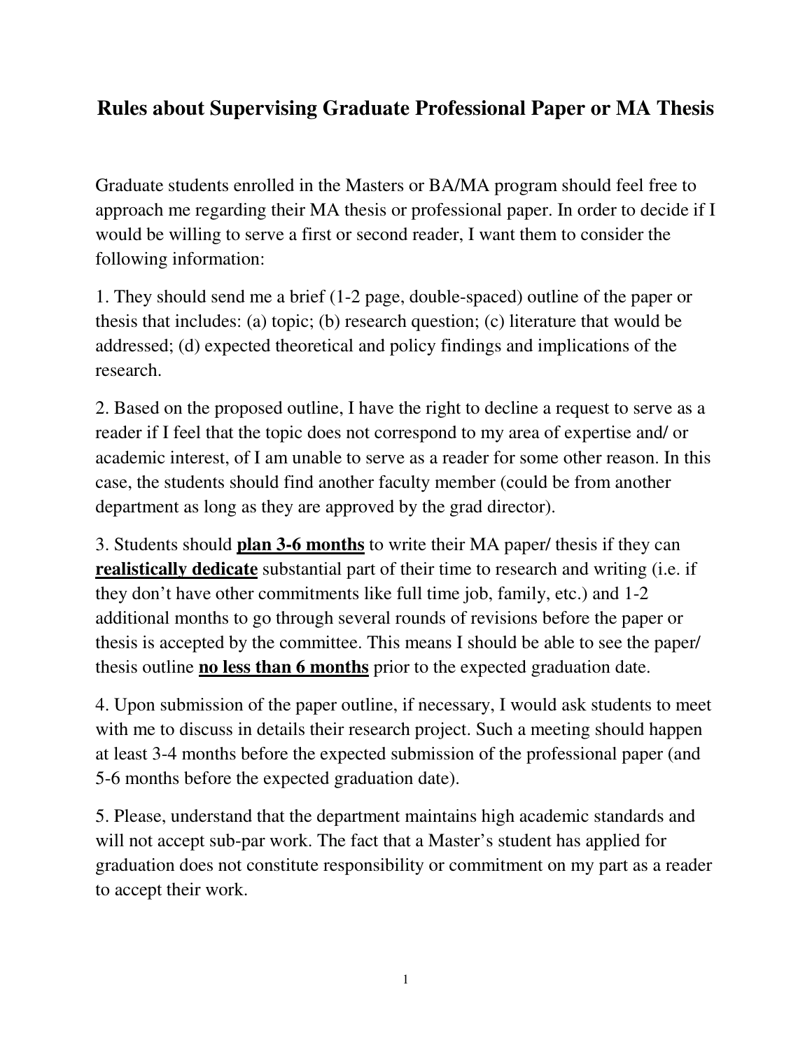# Rules about Supervising Graduate Professional Paper or MA Thesis

Graduate students enrolled in the Masters or BA/MA program should feel free to approach me regarding their MA thesis or professional paper. In order to decide if I would be willing to serve a first or second reader, I want them to consider the following information:

1. They should send me a brief (1-2 page, double-spaced) outline of the paper or thesis that includes: (a) topic; (b) research question; (c) literature that would be addressed; (d) expected theoretical and policy findings and implications of the research.

2. Based on the proposed outline, I have the right to decline a request to serve as a reader if I feel that the topic does not correspond to my area of expertise and/ or academic interest, of I am unable to serve as a reader for some other reason. In this case, the students should find another faculty member (could be from another department as long as they are approved by the grad director).

3. Students should <u>**plan 3-6 months**</u> to write their MA paper/ thesis if they can <u>**realistically dedicate**</u> substantial part of their time to research and writing (i.e. if they don't have other commitments like full time job, family, etc.) and 1-2 additional months to go through several rounds of revisions before the paper or thesis is accepted by the committee. This means I should be able to see the paper/ thesis outline <u>**no less than 6 months**</u> prior to the expected graduation date.

4. Upon submission of the paper outline, if necessary, I would ask students to meet with me to discuss in details their research project. Such a meeting should happen at least 3-4 months before the expected submission of the professional paper (and 5-6 months before the expected graduation date).

5. Please, understand that the department maintains high academic standards and will not accept sub-par work. The fact that a Master's student has applied for graduation does not constitute responsibility or commitment on my part as a reader to accept their work.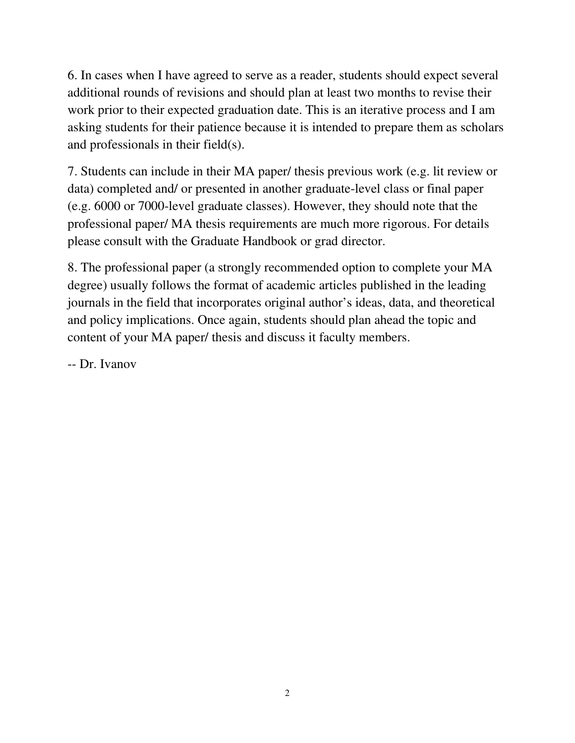6. In cases when I have agreed to serve as a reader, students should expect several additional rounds of revisions and should plan at least two months to revise their work prior to their expected graduation date. This is an iterative process and I am asking students for their patience because it is intended to prepare them as scholars and professionals in their field(s).

7. Students can include in their MA paper/ thesis previous work (e.g. lit review or data) completed and/ or presented in another graduate-level class or final paper (e.g. 6000 or 7000-level graduate classes). However, they should note that the professional paper/ MA thesis requirements are much more rigorous. For details please consult with the Graduate Handbook or grad director.

8. The professional paper (a strongly recommended option to complete your MA degree) usually follows the format of academic articles published in the leading journals in the field that incorporates original author's ideas, data, and theoretical and policy implications. Once again, students should plan ahead the topic and content of your MA paper/ thesis and discuss it faculty members.

-- Dr. Ivanov